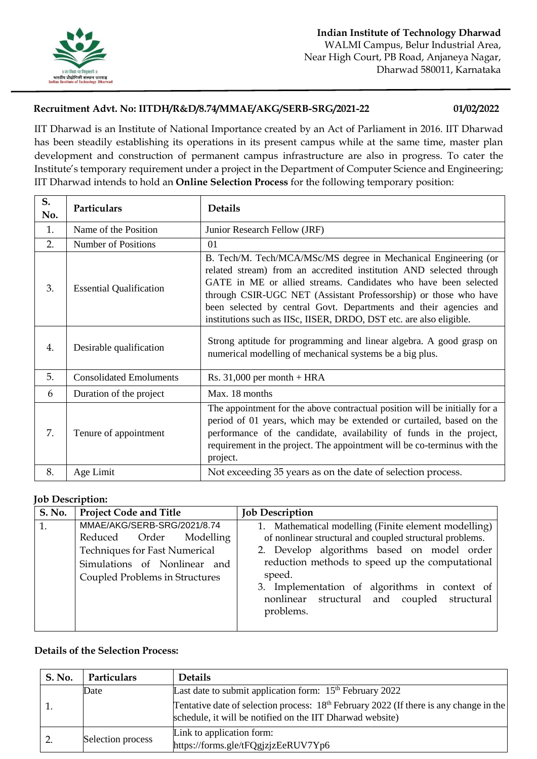**Indian Institute of Technology Dharwad**
WALMI Campus, Belur Industrial Area,
Near High Court, PB Road, Anjaneya Nagar,
Dharwad 580011, Karnataka

**Recruitment Advt. No: IITDH/R&D/8.74/MMAE/AKG/SERB-SRG/2021-22** **01/02/2022**

IIT Dharwad is an Institute of National Importance created by an Act of Parliament in 2016. IIT Dharwad has been steadily establishing its operations in its present campus while at the same time, master plan development and construction of permanent campus infrastructure are also in progress. To cater the Institute's temporary requirement under a project in the Department of Computer Science and Engineering; IIT Dharwad intends to hold an **Online Selection Process** for the following temporary position:

| S. No. | Particulars | Details |
|---|---|---|
| 1. | Name of the Position | Junior Research Fellow (JRF) |
| 2. | Number of Positions | 01 |
| 3. | Essential Qualification | B. Tech/M. Tech/MCA/MSc/MS degree in Mechanical Engineering (or related stream) from an accredited institution AND selected through GATE in ME or allied streams. Candidates who have been selected through CSIR-UGC NET (Assistant Professorship) or those who have been selected by central Govt. Departments and their agencies and institutions such as IISc, IISER, DRDO, DST etc. are also eligible. |
| 4. | Desirable qualification | Strong aptitude for programming and linear algebra. A good grasp on numerical modelling of mechanical systems be a big plus. |
| 5. | Consolidated Emoluments | Rs. 31,000 per month + HRA |
| 6 | Duration of the project | Max. 18 months |
| 7. | Tenure of appointment | The appointment for the above contractual position will be initially for a period of 01 years, which may be extended or curtailed, based on the performance of the candidate, availability of funds in the project, requirement in the project. The appointment will be co-terminus with the project. |
| 8. | Age Limit | Not exceeding 35 years as on the date of selection process. |

**Job Description:**

| S. No. | Project Code and Title | Job Description |
|---|---|---|
| 1. | MMAE/AKG/SERB-SRG/2021/8.74 Reduced Order Modelling Techniques for Fast Numerical Simulations of Nonlinear and Coupled Problems in Structures | 1. Mathematical modelling (Finite element modelling) of nonlinear structural and coupled structural problems. 2. Develop algorithms based on model order reduction methods to speed up the computational speed. 3. Implementation of algorithms in context of nonlinear structural and coupled structural problems. |

**Details of the Selection Process:**

| S. No. | Particulars | Details |
|---|---|---|
| 1. | Date | Last date to submit application form: 15th February 2022<br>Tentative date of selection process: 18th February 2022 (If there is any change in the schedule, it will be notified on the IIT Dharwad website) |
| 2. | Selection process | Link to application form: https://forms.gle/tFQgjzjzEeRUV7Yp6 |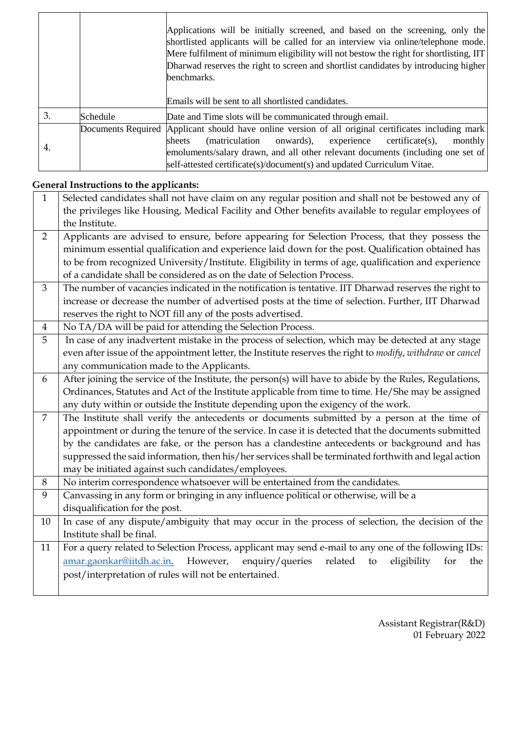| | | |
|---|---|---|
| | | Applications will be initially screened, and based on the screening, only the shortlisted applicants will be called for an interview via online/telephone mode. Mere fulfilment of minimum eligibility will not bestow the right for shortlisting, IIT Dharwad reserves the right to screen and shortlist candidates by introducing higher benchmarks.<br><br>Emails will be sent to all shortlisted candidates. |
| 3. | Schedule | Date and Time slots will be communicated through email. |
| 4. | Documents Required | Applicant should have online version of all original certificates including mark sheets (matriculation onwards), experience certificate(s), monthly emoluments/salary drawn, and all other relevant documents (including one set of self-attested certificate(s)/document(s) and updated Curriculum Vitae. |

**General Instructions to the applicants:**

| | |
|---|---|
| 1 | Selected candidates shall not have claim on any regular position and shall not be bestowed any of the privileges like Housing, Medical Facility and Other benefits available to regular employees of the Institute. |
| 2 | Applicants are advised to ensure, before appearing for Selection Process, that they possess the minimum essential qualification and experience laid down for the post. Qualification obtained has to be from recognized University/Institute. Eligibility in terms of age, qualification and experience of a candidate shall be considered as on the date of Selection Process. |
| 3 | The number of vacancies indicated in the notification is tentative. IIT Dharwad reserves the right to increase or decrease the number of advertised posts at the time of selection. Further, IIT Dharwad reserves the right to NOT fill any of the posts advertised. |
| 4 | No TA/DA will be paid for attending the Selection Process. |
| 5 | In case of any inadvertent mistake in the process of selection, which may be detected at any stage even after issue of the appointment letter, the Institute reserves the right to *modify*, *withdraw* or *cancel* any communication made to the Applicants. |
| 6 | After joining the service of the Institute, the person(s) will have to abide by the Rules, Regulations, Ordinances, Statutes and Act of the Institute applicable from time to time. He/She may be assigned any duty within or outside the Institute depending upon the exigency of the work. |
| 7 | The Institute shall verify the antecedents or documents submitted by a person at the time of appointment or during the tenure of the service. In case it is detected that the documents submitted by the candidates are fake, or the person has a clandestine antecedents or background and has suppressed the said information, then his/her services shall be terminated forthwith and legal action may be initiated against such candidates/employees. |
| 8 | No interim correspondence whatsoever will be entertained from the candidates. |
| 9 | Canvassing in any form or bringing in any influence political or otherwise, will be a disqualification for the post. |
| 10 | In case of any dispute/ambiguity that may occur in the process of selection, the decision of the Institute shall be final. |
| 11 | For a query related to Selection Process, applicant may send e-mail to any one of the following IDs: amar.gaonkar@iitdh.ac.in. However, enquiry/queries related to eligibility for the post/interpretation of rules will not be entertained. |

Assistant Registrar(R&D)
01 February 2022